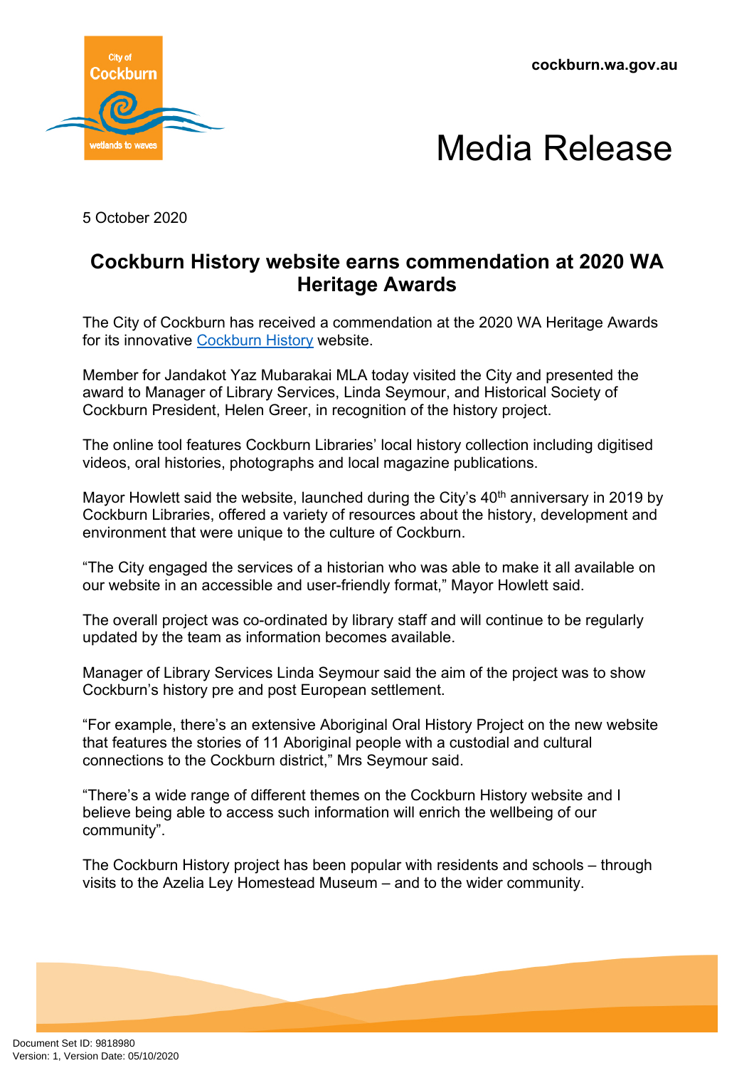cockburn.wa.gov.au

# Media Release

5 October 2020

## Cockburn History website earns commendation at 2020 WA Heritage Awards

The City of Cockburn has received a commendation at the 2020 WA Heritage Awards for its innovative [Cockburn History]() website.

Member for Jandakot Yaz Mubarakai MLA today visited the City and presented the award to Manager of Library Services, Linda Seymour, and Historical Society of Cockburn President, Helen Greer, in recognition of the history project.

The online tool features Cockburn Libraries' local history collection including digitised videos, oral histories, photographs and local magazine publications.

Mayor Howlett said the website, launched during the City's 40th anniversary in 2019 by Cockburn Libraries, offered a variety of resources about the history, development and environment that were unique to the culture of Cockburn.

"The City engaged the services of a historian who was able to make it all available on our website in an accessible and user-friendly format," Mayor Howlett said.

The overall project was co-ordinated by library staff and will continue to be regularly updated by the team as information becomes available.

Manager of Library Services Linda Seymour said the aim of the project was to show Cockburn's history pre and post European settlement.

"For example, there's an extensive Aboriginal Oral History Project on the new website that features the stories of 11 Aboriginal people with a custodial and cultural connections to the Cockburn district," Mrs Seymour said.

"There's a wide range of different themes on the Cockburn History website and I believe being able to access such information will enrich the wellbeing of our community".

The Cockburn History project has been popular with residents and schools – through visits to the Azelia Ley Homestead Museum – and to the wider community.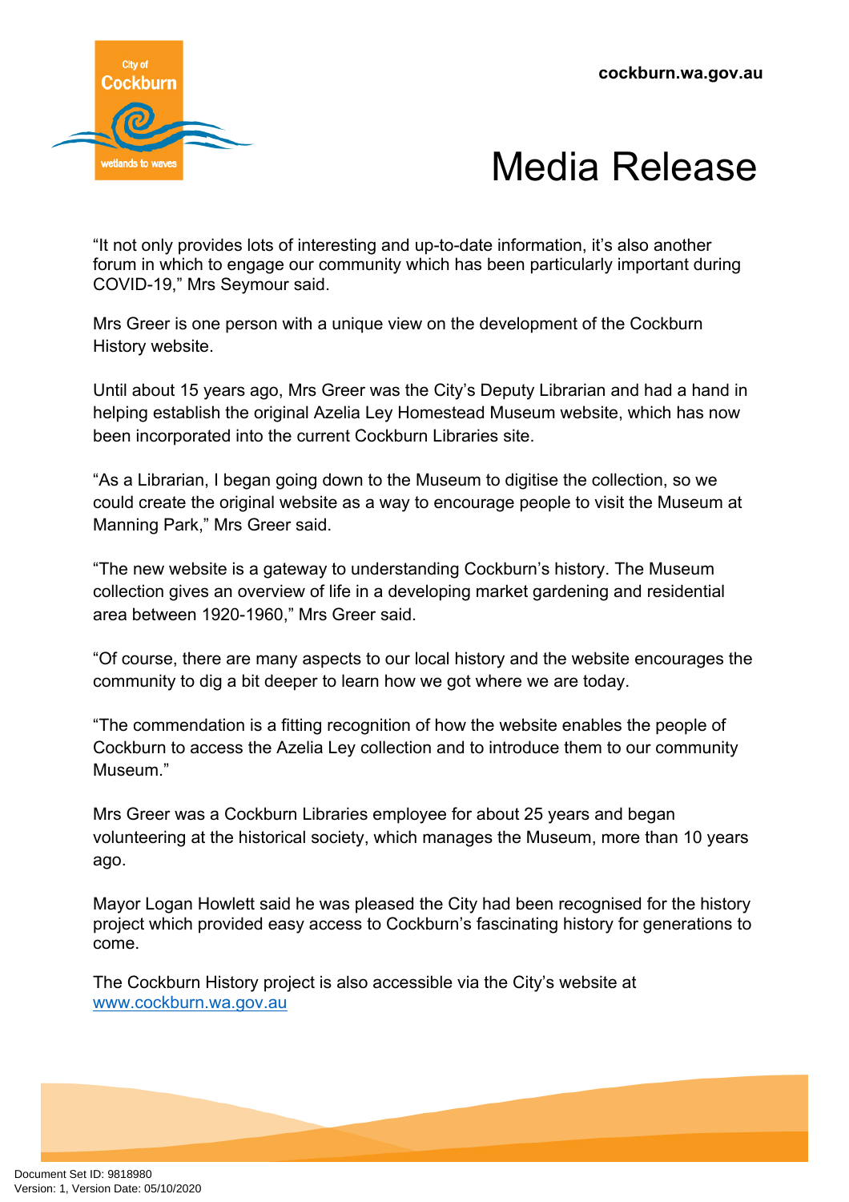"It not only provides lots of interesting and up-to-date information, it's also another forum in which to engage our community which has been particularly important during COVID-19," Mrs Seymour said.

Mrs Greer is one person with a unique view on the development of the Cockburn History website.

Until about 15 years ago, Mrs Greer was the City's Deputy Librarian and had a hand in helping establish the original Azelia Ley Homestead Museum website, which has now been incorporated into the current Cockburn Libraries site.

"As a Librarian, I began going down to the Museum to digitise the collection, so we could create the original website as a way to encourage people to visit the Museum at Manning Park," Mrs Greer said.

"The new website is a gateway to understanding Cockburn's history. The Museum collection gives an overview of life in a developing market gardening and residential area between 1920-1960," Mrs Greer said.

"Of course, there are many aspects to our local history and the website encourages the community to dig a bit deeper to learn how we got where we are today.

"The commendation is a fitting recognition of how the website enables the people of Cockburn to access the Azelia Ley collection and to introduce them to our community Museum."

Mrs Greer was a Cockburn Libraries employee for about 25 years and began volunteering at the historical society, which manages the Museum, more than 10 years ago.

Mayor Logan Howlett said he was pleased the City had been recognised for the history project which provided easy access to Cockburn's fascinating history for generations to come.

The Cockburn History project is also accessible via the City's website at [www.cockburn.wa.gov.au](http://www.cockburn.wa.gov.au)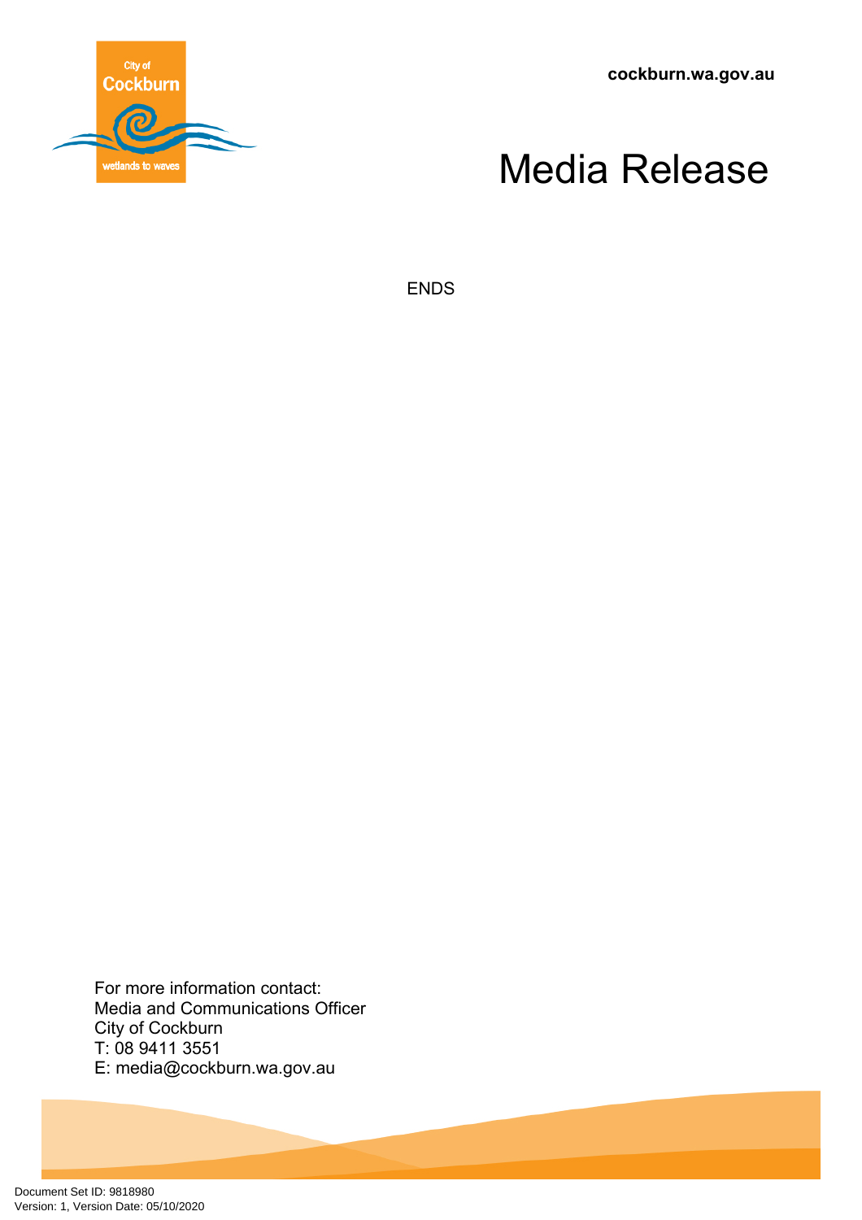ENDS

For more information contact:
Media and Communications Officer
City of Cockburn
T: 08 9411 3551
E: media@cockburn.wa.gov.au